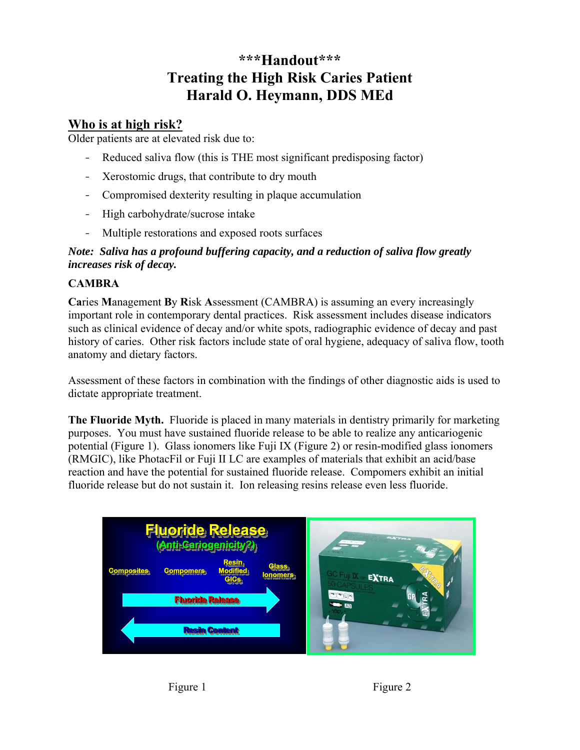# ***Handout***
# Treating the High Risk Caries Patient
# Harald O. Heymann, DDS MEd

## Who is at high risk?

Older patients are at elevated risk due to:

- Reduced saliva flow (this is THE most significant predisposing factor)
- Xerostomic drugs, that contribute to dry mouth
- Compromised dexterity resulting in plaque accumulation
- High carbohydrate/sucrose intake
- Multiple restorations and exposed roots surfaces

***Note: Saliva has a profound buffering capacity, and a reduction of saliva flow greatly increases risk of decay.***

**CAMBRA**

**Ca**ries **M**anagement **B**y **R**isk **A**ssessment (CAMBRA) is assuming an every increasingly important role in contemporary dental practices. Risk assessment includes disease indicators such as clinical evidence of decay and/or white spots, radiographic evidence of decay and past history of caries. Other risk factors include state of oral hygiene, adequacy of saliva flow, tooth anatomy and dietary factors.

Assessment of these factors in combination with the findings of other diagnostic aids is used to dictate appropriate treatment.

**The Fluoride Myth.** Fluoride is placed in many materials in dentistry primarily for marketing purposes. You must have sustained fluoride release to be able to realize any anticariogenic potential (Figure 1). Glass ionomers like Fuji IX (Figure 2) or resin-modified glass ionomers (RMGIC), like PhotacFil or Fuji II LC are examples of materials that exhibit an acid/base reaction and have the potential for sustained fluoride release. Compomers exhibit an initial fluoride release but do not sustain it. Ion releasing resins release even less fluoride.

Figure 1

Figure 2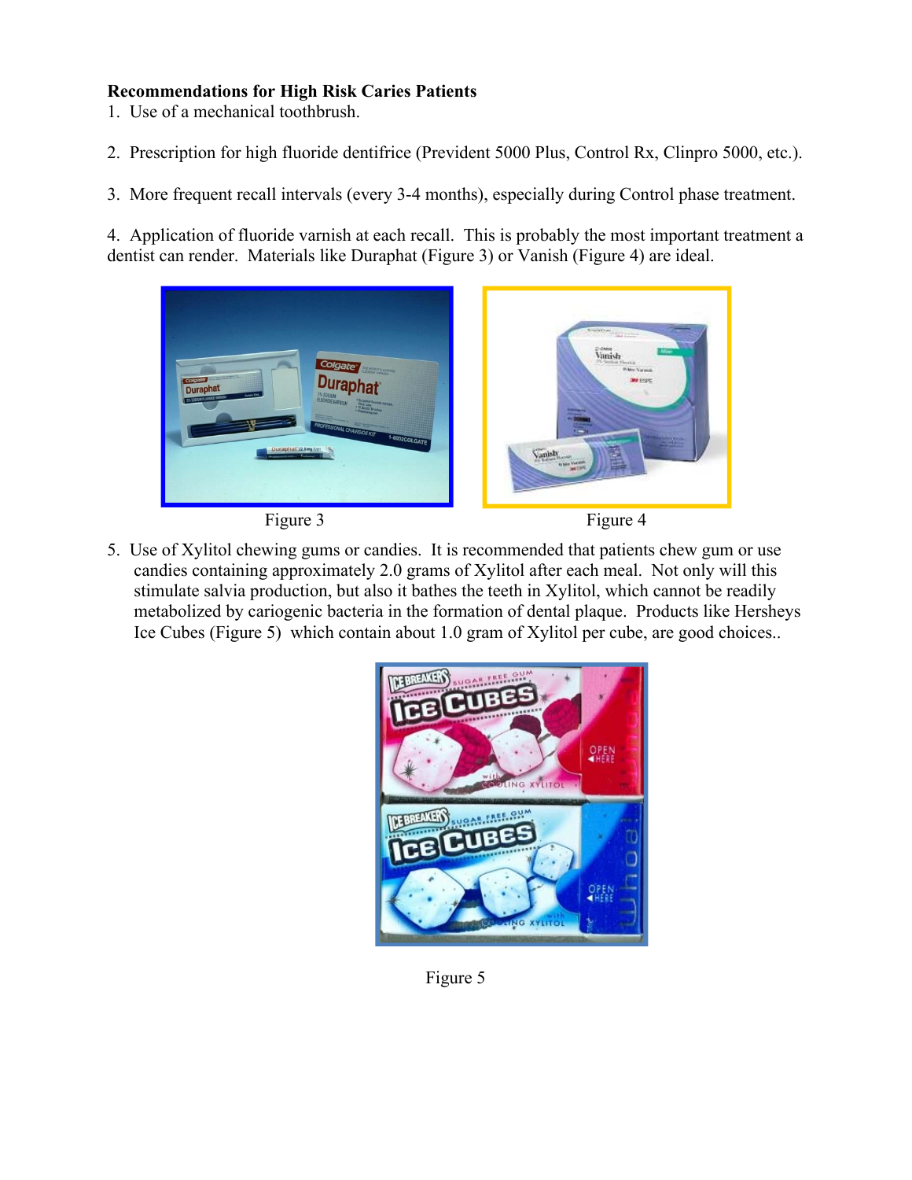**Recommendations for High Risk Caries Patients**

1. Use of a mechanical toothbrush.

2. Prescription for high fluoride dentifrice (Prevident 5000 Plus, Control Rx, Clinpro 5000, etc.).

3. More frequent recall intervals (every 3-4 months), especially during Control phase treatment.

4. Application of fluoride varnish at each recall. This is probably the most important treatment a dentist can render. Materials like Duraphat (Figure 3) or Vanish (Figure 4) are ideal.

Figure 3

Figure 4

5. Use of Xylitol chewing gums or candies. It is recommended that patients chew gum or use candies containing approximately 2.0 grams of Xylitol after each meal. Not only will this stimulate salvia production, but also it bathes the teeth in Xylitol, which cannot be readily metabolized by cariogenic bacteria in the formation of dental plaque. Products like Hersheys Ice Cubes (Figure 5) which contain about 1.0 gram of Xylitol per cube, are good choices..

Figure 5